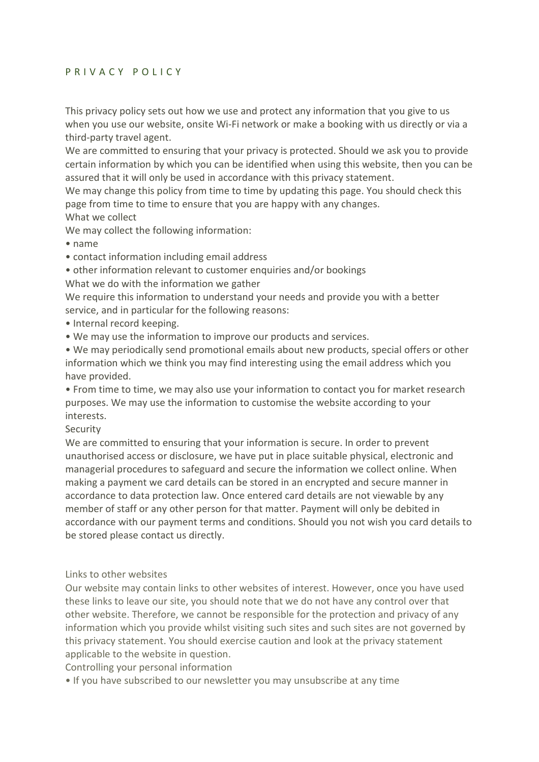# PRIVACY POLICY

This privacy policy sets out how we use and protect any information that you give to us when you use our website, onsite Wi-Fi network or make a booking with us directly or via a third-party travel agent.

We are committed to ensuring that your privacy is protected. Should we ask you to provide certain information by which you can be identified when using this website, then you can be assured that it will only be used in accordance with this privacy statement.

We may change this policy from time to time by updating this page. You should check this page from time to time to ensure that you are happy with any changes.

## What we collect

We may collect the following information:

- name
- contact information including email address
- other information relevant to customer enquiries and/or bookings

## What we do with the information we gather

We require this information to understand your needs and provide you with a better service, and in particular for the following reasons:

- Internal record keeping.
- We may use the information to improve our products and services.
- We may periodically send promotional emails about new products, special offers or other information which we think you may find interesting using the email address which you have provided.
- From time to time, we may also use your information to contact you for market research purposes. We may use the information to customise the website according to your interests.

## Security

We are committed to ensuring that your information is secure. In order to prevent unauthorised access or disclosure, we have put in place suitable physical, electronic and managerial procedures to safeguard and secure the information we collect online. When making a payment we card details can be stored in an encrypted and secure manner in accordance to data protection law. Once entered card details are not viewable by any member of staff or any other person for that matter. Payment will only be debited in accordance with our payment terms and conditions. Should you not wish you card details to be stored please contact us directly.

## Links to other websites

Our website may contain links to other websites of interest. However, once you have used these links to leave our site, you should note that we do not have any control over that other website. Therefore, we cannot be responsible for the protection and privacy of any information which you provide whilst visiting such sites and such sites are not governed by this privacy statement. You should exercise caution and look at the privacy statement applicable to the website in question.

## Controlling your personal information

- If you have subscribed to our newsletter you may unsubscribe at any time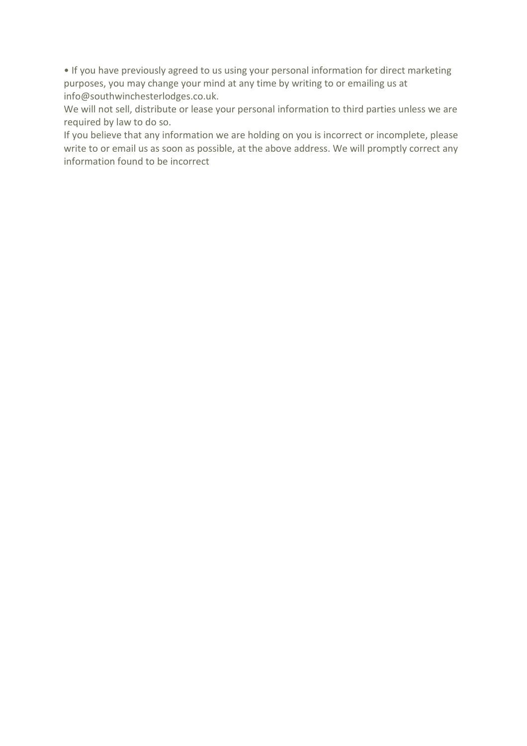- If you have previously agreed to us using your personal information for direct marketing purposes, you may change your mind at any time by writing to or emailing us at info@southwinchesterlodges.co.uk.

We will not sell, distribute or lease your personal information to third parties unless we are required by law to do so.

If you believe that any information we are holding on you is incorrect or incomplete, please write to or email us as soon as possible, at the above address. We will promptly correct any information found to be incorrect